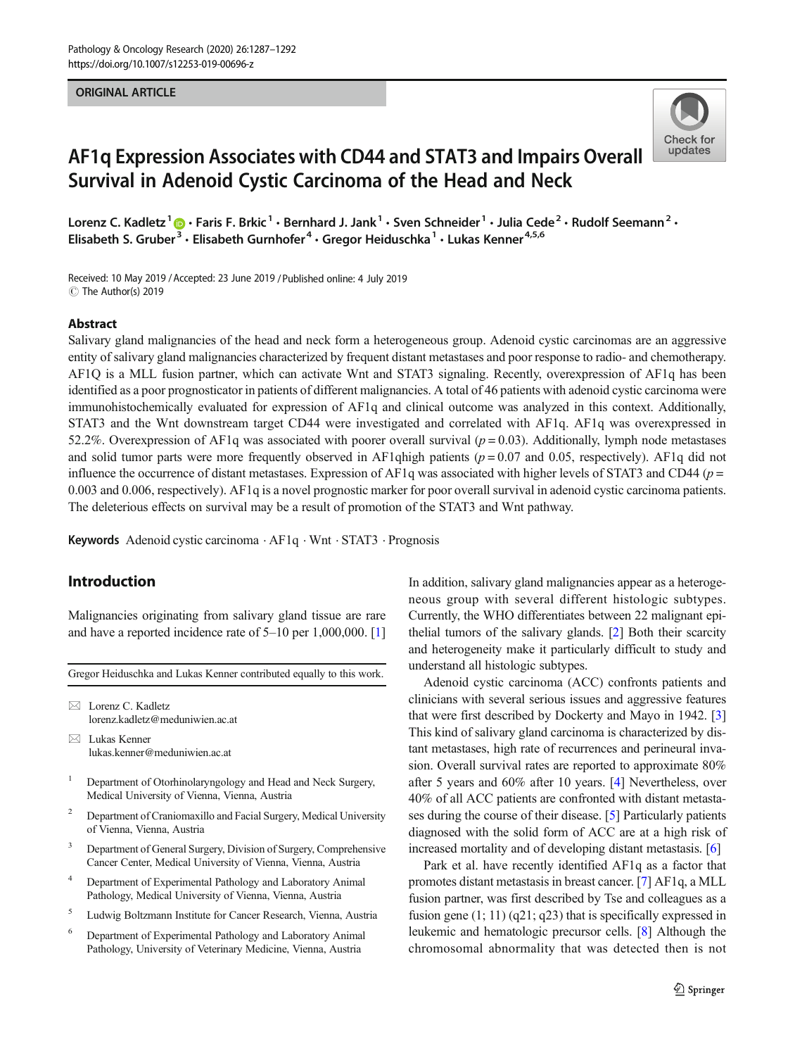ORIGINAL ARTICLE

# AF1q Expression Associates with CD44 and STAT3 and Impairs Overall Survival in Adenoid Cystic Carcinoma of the Head and Neck

Lorenz C. Kadletz[1] · Faris F. Brkic[1] · Bernhard J. Jank[1] · Sven Schneider[1] · Julia Cede[2] · Rudolf Seemann[2] · Elisabeth S. Gruber[3] · Elisabeth Gurnhofer[4] · Gregor Heiduschka[1] · Lukas Kenner[4,5,6]

Received: 10 May 2019 / Accepted: 23 June 2019 / Published online: 4 July 2019
© The Author(s) 2019

## Abstract

Salivary gland malignancies of the head and neck form a heterogeneous group. Adenoid cystic carcinomas are an aggressive entity of salivary gland malignancies characterized by frequent distant metastases and poor response to radio- and chemotherapy. AF1Q is a MLL fusion partner, which can activate Wnt and STAT3 signaling. Recently, overexpression of AF1q has been identified as a poor prognosticator in patients of different malignancies. A total of 46 patients with adenoid cystic carcinoma were immunohistochemically evaluated for expression of AF1q and clinical outcome was analyzed in this context. Additionally, STAT3 and the Wnt downstream target CD44 were investigated and correlated with AF1q. AF1q was overexpressed in 52.2%. Overexpression of AF1q was associated with poorer overall survival ($p = 0.03$). Additionally, lymph node metastases and solid tumor parts were more frequently observed in AF1qhigh patients ($p = 0.07$ and 0.05, respectively). AF1q did not influence the occurrence of distant metastases. Expression of AF1q was associated with higher levels of STAT3 and CD44 ($p = 0.003$ and 0.006, respectively). AF1q is a novel prognostic marker for poor overall survival in adenoid cystic carcinoma patients. The deleterious effects on survival may be a result of promotion of the STAT3 and Wnt pathway.

**Keywords** Adenoid cystic carcinoma · AF1q · Wnt · STAT3 · Prognosis

## Introduction

Malignancies originating from salivary gland tissue are rare and have a reported incidence rate of 5–10 per 1,000,000. [1] In addition, salivary gland malignancies appear as a heterogeneous group with several different histologic subtypes. Currently, the WHO differentiates between 22 malignant epithelial tumors of the salivary glands. [2] Both their scarcity and heterogeneity make it particularly difficult to study and understand all histologic subtypes.

Adenoid cystic carcinoma (ACC) confronts patients and clinicians with several serious issues and aggressive features that were first described by Dockerty and Mayo in 1942. [3] This kind of salivary gland carcinoma is characterized by distant metastases, high rate of recurrences and perineural invasion. Overall survival rates are reported to approximate 80% after 5 years and 60% after 10 years. [4] Nevertheless, over 40% of all ACC patients are confronted with distant metastases during the course of their disease. [5] Particularly patients diagnosed with the solid form of ACC are at a high risk of increased mortality and of developing distant metastasis. [6]

Park et al. have recently identified AF1q as a factor that promotes distant metastasis in breast cancer. [7] AF1q, a MLL fusion partner, was first described by Tse and colleagues as a fusion gene (1; 11) (q21; q23) that is specifically expressed in leukemic and hematologic precursor cells. [8] Although the chromosomal abnormality that was detected then is not

Gregor Heiduschka and Lukas Kenner contributed equally to this work.

✉ Lorenz C. Kadletz
lorenz.kadletz@meduniwien.ac.at

✉ Lukas Kenner
lukas.kenner@meduniwien.ac.at

1 Department of Otorhinolaryngology and Head and Neck Surgery, Medical University of Vienna, Vienna, Austria

2 Department of Craniomaxillo and Facial Surgery, Medical University of Vienna, Vienna, Austria

3 Department of General Surgery, Division of Surgery, Comprehensive Cancer Center, Medical University of Vienna, Vienna, Austria

4 Department of Experimental Pathology and Laboratory Animal Pathology, Medical University of Vienna, Vienna, Austria

5 Ludwig Boltzmann Institute for Cancer Research, Vienna, Austria

6 Department of Experimental Pathology and Laboratory Animal Pathology, University of Veterinary Medicine, Vienna, Austria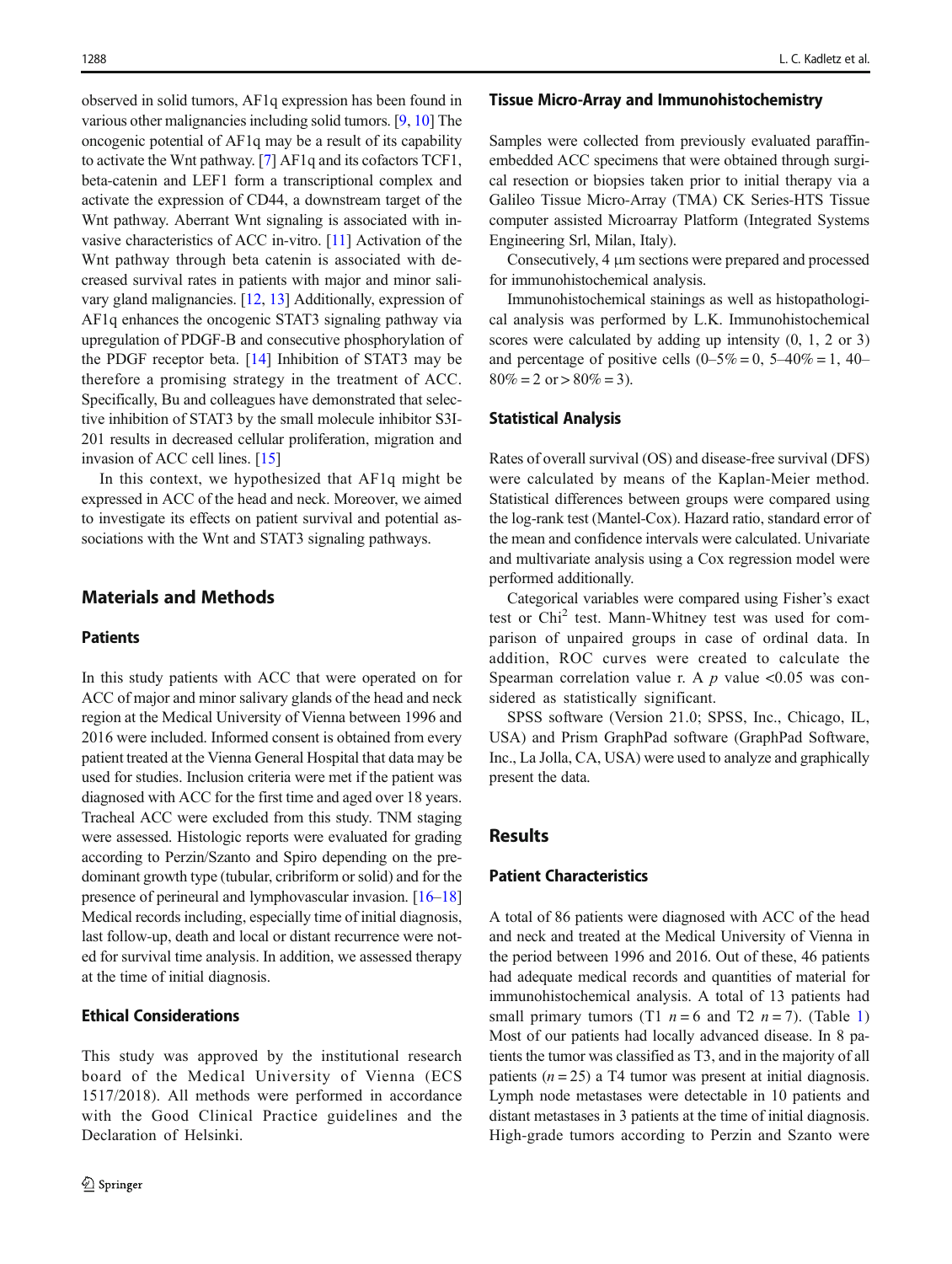observed in solid tumors, AF1q expression has been found in various other malignancies including solid tumors. [9, 10] The oncogenic potential of AF1q may be a result of its capability to activate the Wnt pathway. [7] AF1q and its cofactors TCF1, beta-catenin and LEF1 form a transcriptional complex and activate the expression of CD44, a downstream target of the Wnt pathway. Aberrant Wnt signaling is associated with invasive characteristics of ACC in-vitro. [11] Activation of the Wnt pathway through beta catenin is associated with decreased survival rates in patients with major and minor salivary gland malignancies. [12, 13] Additionally, expression of AF1q enhances the oncogenic STAT3 signaling pathway via upregulation of PDGF-B and consecutive phosphorylation of the PDGF receptor beta. [14] Inhibition of STAT3 may be therefore a promising strategy in the treatment of ACC. Specifically, Bu and colleagues have demonstrated that selective inhibition of STAT3 by the small molecule inhibitor S3I-201 results in decreased cellular proliferation, migration and invasion of ACC cell lines. [15]

In this context, we hypothesized that AF1q might be expressed in ACC of the head and neck. Moreover, we aimed to investigate its effects on patient survival and potential associations with the Wnt and STAT3 signaling pathways.

## Materials and Methods

### Patients

In this study patients with ACC that were operated on for ACC of major and minor salivary glands of the head and neck region at the Medical University of Vienna between 1996 and 2016 were included. Informed consent is obtained from every patient treated at the Vienna General Hospital that data may be used for studies. Inclusion criteria were met if the patient was diagnosed with ACC for the first time and aged over 18 years. Tracheal ACC were excluded from this study. TNM staging were assessed. Histologic reports were evaluated for grading according to Perzin/Szanto and Spiro depending on the predominant growth type (tubular, cribriform or solid) and for the presence of perineural and lymphovascular invasion. [16–18] Medical records including, especially time of initial diagnosis, last follow-up, death and local or distant recurrence were noted for survival time analysis. In addition, we assessed therapy at the time of initial diagnosis.

### Ethical Considerations

This study was approved by the institutional research board of the Medical University of Vienna (ECS 1517/2018). All methods were performed in accordance with the Good Clinical Practice guidelines and the Declaration of Helsinki.

### Tissue Micro-Array and Immunohistochemistry

Samples were collected from previously evaluated paraffin-embedded ACC specimens that were obtained through surgical resection or biopsies taken prior to initial therapy via a Galileo Tissue Micro-Array (TMA) CK Series-HTS Tissue computer assisted Microarray Platform (Integrated Systems Engineering Srl, Milan, Italy).

Consecutively, 4 μm sections were prepared and processed for immunohistochemical analysis.

Immunohistochemical stainings as well as histopathological analysis was performed by L.K. Immunohistochemical scores were calculated by adding up intensity (0, 1, 2 or 3) and percentage of positive cells (0–5% = 0, 5–40% = 1, 40–80% = 2 or > 80% = 3).

### Statistical Analysis

Rates of overall survival (OS) and disease-free survival (DFS) were calculated by means of the Kaplan-Meier method. Statistical differences between groups were compared using the log-rank test (Mantel-Cox). Hazard ratio, standard error of the mean and confidence intervals were calculated. Univariate and multivariate analysis using a Cox regression model were performed additionally.

Categorical variables were compared using Fisher's exact test or Chi$^2$ test. Mann-Whitney test was used for comparison of unpaired groups in case of ordinal data. In addition, ROC curves were created to calculate the Spearman correlation value r. A $p$ value <0.05 was considered as statistically significant.

SPSS software (Version 21.0; SPSS, Inc., Chicago, IL, USA) and Prism GraphPad software (GraphPad Software, Inc., La Jolla, CA, USA) were used to analyze and graphically present the data.

## Results

### Patient Characteristics

A total of 86 patients were diagnosed with ACC of the head and neck and treated at the Medical University of Vienna in the period between 1996 and 2016. Out of these, 46 patients had adequate medical records and quantities of material for immunohistochemical analysis. A total of 13 patients had small primary tumors (T1 $n = 6$ and T2 $n = 7$). (Table 1) Most of our patients had locally advanced disease. In 8 patients the tumor was classified as T3, and in the majority of all patients ($n = 25$) a T4 tumor was present at initial diagnosis. Lymph node metastases were detectable in 10 patients and distant metastases in 3 patients at the time of initial diagnosis. High-grade tumors according to Perzin and Szanto were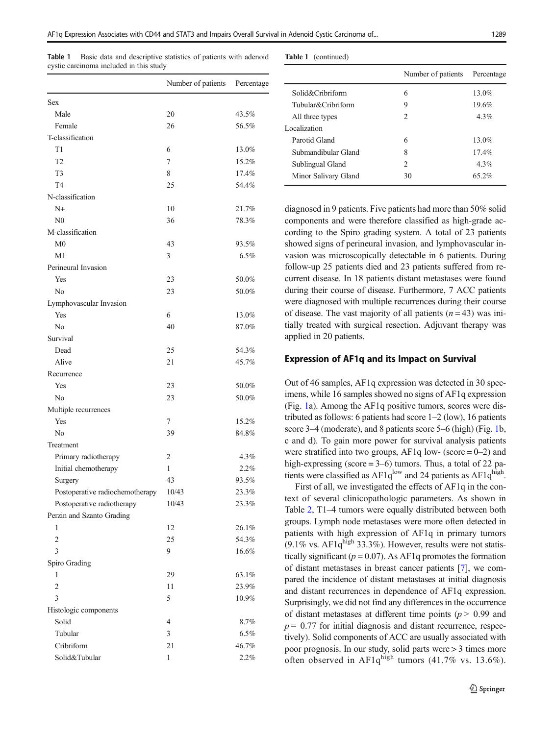**Table 1** Basic data and descriptive statistics of patients with adenoid cystic carcinoma included in this study

| | Number of patients | Percentage |
|---|---|---|
| Sex | | |
| Male | 20 | 43.5% |
| Female | 26 | 56.5% |
| T-classification | | |
| T1 | 6 | 13.0% |
| T2 | 7 | 15.2% |
| T3 | 8 | 17.4% |
| T4 | 25 | 54.4% |
| N-classification | | |
| N+ | 10 | 21.7% |
| N0 | 36 | 78.3% |
| M-classification | | |
| M0 | 43 | 93.5% |
| M1 | 3 | 6.5% |
| Perineural Invasion | | |
| Yes | 23 | 50.0% |
| No | 23 | 50.0% |
| Lymphovascular Invasion | | |
| Yes | 6 | 13.0% |
| No | 40 | 87.0% |
| Survival | | |
| Dead | 25 | 54.3% |
| Alive | 21 | 45.7% |
| Recurrence | | |
| Yes | 23 | 50.0% |
| No | 23 | 50.0% |
| Multiple recurrences | | |
| Yes | 7 | 15.2% |
| No | 39 | 84.8% |
| Treatment | | |
| Primary radiotherapy | 2 | 4.3% |
| Initial chemotherapy | 1 | 2.2% |
| Surgery | 43 | 93.5% |
| Postoperative radiochemotherapy | 10/43 | 23.3% |
| Postoperative radiotherapy | 10/43 | 23.3% |
| Perzin and Szanto Grading | | |
| 1 | 12 | 26.1% |
| 2 | 25 | 54.3% |
| 3 | 9 | 16.6% |
| Spiro Grading | | |
| 1 | 29 | 63.1% |
| 2 | 11 | 23.9% |
| 3 | 5 | 10.9% |
| Histologic components | | |
| Solid | 4 | 8.7% |
| Tubular | 3 | 6.5% |
| Cribriform | 21 | 46.7% |
| Solid&Tubular | 1 | 2.2% |
| Solid&Cribriform | 6 | 13.0% |
| Tubular&Cribriform | 9 | 19.6% |
| All three types | 2 | 4.3% |
| Localization | | |
| Parotid Gland | 6 | 13.0% |
| Submandibular Gland | 8 | 17.4% |
| Sublingual Gland | 2 | 4.3% |
| Minor Salivary Gland | 30 | 65.2% |

diagnosed in 9 patients. Five patients had more than 50% solid components and were therefore classified as high-grade according to the Spiro grading system. A total of 23 patients showed signs of perineural invasion, and lymphovascular invasion was microscopically detectable in 6 patients. During follow-up 25 patients died and 23 patients suffered from recurrent disease. In 18 patients distant metastases were found during their course of disease. Furthermore, 7 ACC patients were diagnosed with multiple recurrences during their course of disease. The vast majority of all patients ($n = 43$) was initially treated with surgical resection. Adjuvant therapy was applied in 20 patients.

## Expression of AF1q and its Impact on Survival

Out of 46 samples, AF1q expression was detected in 30 specimens, while 16 samples showed no signs of AF1q expression (Fig. 1a). Among the AF1q positive tumors, scores were distributed as follows: 6 patients had score 1–2 (low), 16 patients score 3–4 (moderate), and 8 patients score 5–6 (high) (Fig. 1b, c and d). To gain more power for survival analysis patients were stratified into two groups, AF1q low- (score = 0–2) and high-expressing (score = 3–6) tumors. Thus, a total of 22 patients were classified as AF1q$^{low}$ and 24 patients as AF1q$^{high}$.

First of all, we investigated the effects of AF1q in the context of several clinicopathologic parameters. As shown in Table 2, T1–4 tumors were equally distributed between both groups. Lymph node metastases were more often detected in patients with high expression of AF1q in primary tumors (9.1% vs. AF1q$^{high}$ 33.3%). However, results were not statistically significant ($p = 0.07$). As AF1q promotes the formation of distant metastases in breast cancer patients [7], we compared the incidence of distant metastases at initial diagnosis and distant recurrences in dependence of AF1q expression. Surprisingly, we did not find any differences in the occurrence of distant metastases at different time points ($p > 0.99$ and $p = 0.77$ for initial diagnosis and distant recurrence, respectively). Solid components of ACC are usually associated with poor prognosis. In our study, solid parts were > 3 times more often observed in AF1q$^{high}$ tumors (41.7% vs. 13.6%).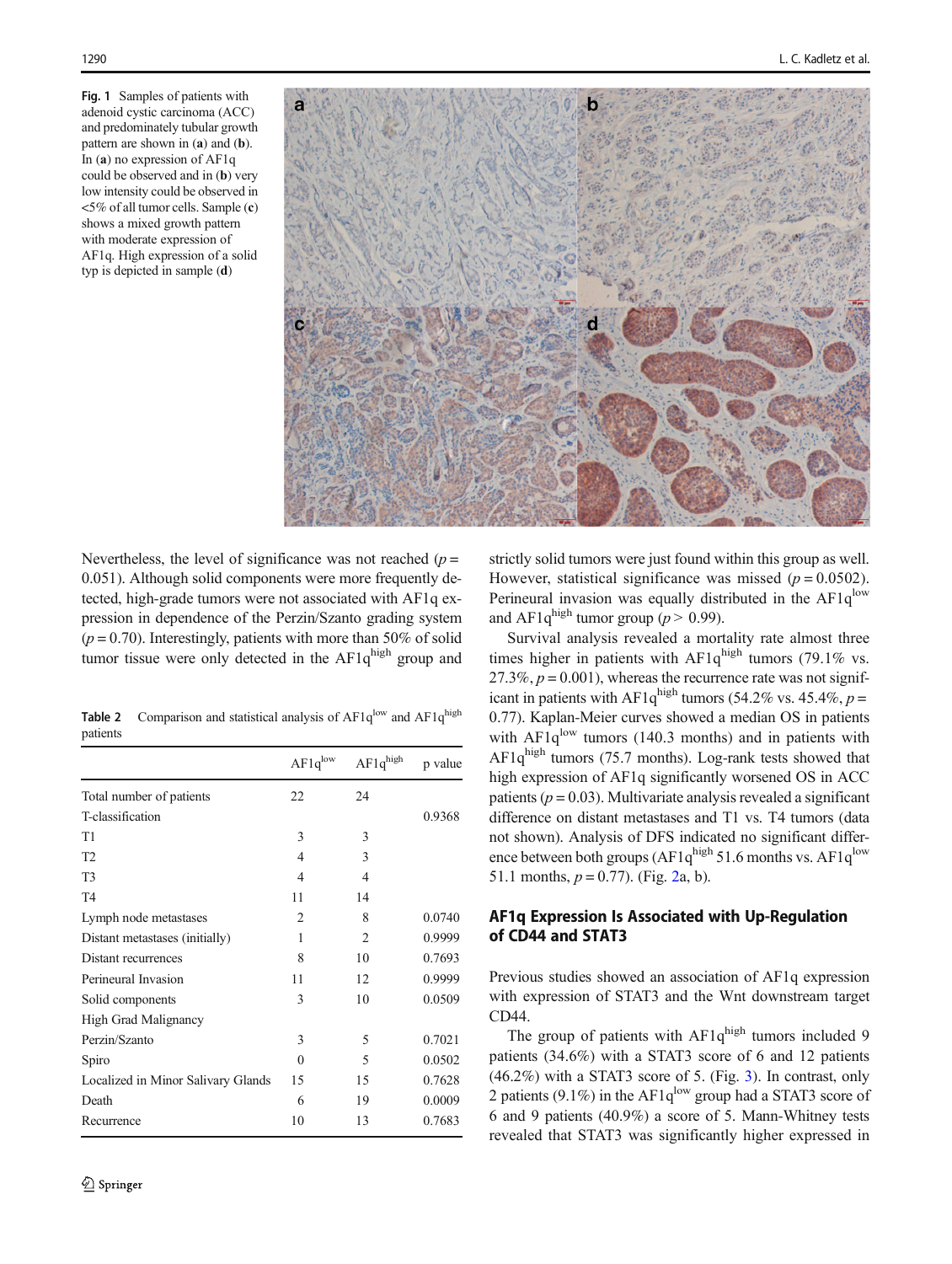Fig. 1 Samples of patients with adenoid cystic carcinoma (ACC) and predominately tubular growth pattern are shown in (**a**) and (**b**). In (**a**) no expression of AF1q could be observed and in (**b**) very low intensity could be observed in <5% of all tumor cells. Sample (**c**) shows a mixed growth pattern with moderate expression of AF1q. High expression of a solid typ is depicted in sample (**d**)

Nevertheless, the level of significance was not reached ($p = 0.051$). Although solid components were more frequently detected, high-grade tumors were not associated with AF1q expression in dependence of the Perzin/Szanto grading system ($p = 0.70$). Interestingly, patients with more than 50% of solid tumor tissue were only detected in the AF1q$^{high}$ group and strictly solid tumors were just found within this group as well. However, statistical significance was missed ($p = 0.0502$). Perineural invasion was equally distributed in the AF1q$^{low}$ and AF1q$^{high}$ tumor group ($p > 0.99$).

**Table 2** Comparison and statistical analysis of AF1q$^{low}$ and AF1q$^{high}$ patients

| | AF1q$^{low}$ | AF1q$^{high}$ | p value |
|---|---|---|---|
| Total number of patients | 22 | 24 | |
| T-classification | | | 0.9368 |
| T1 | 3 | 3 | |
| T2 | 4 | 3 | |
| T3 | 4 | 4 | |
| T4 | 11 | 14 | |
| Lymph node metastases | 2 | 8 | 0.0740 |
| Distant metastases (initially) | 1 | 2 | 0.9999 |
| Distant recurrences | 8 | 10 | 0.7693 |
| Perineural Invasion | 11 | 12 | 0.9999 |
| Solid components | 3 | 10 | 0.0509 |
| High Grad Malignancy | | | |
| Perzin/Szanto | 3 | 5 | 0.7021 |
| Spiro | 0 | 5 | 0.0502 |
| Localized in Minor Salivary Glands | 15 | 15 | 0.7628 |
| Death | 6 | 19 | 0.0009 |
| Recurrence | 10 | 13 | 0.7683 |

Survival analysis revealed a mortality rate almost three times higher in patients with AF1q$^{high}$ tumors (79.1% vs. 27.3%, $p = 0.001$), whereas the recurrence rate was not significant in patients with AF1q$^{high}$ tumors (54.2% vs. 45.4%, $p = 0.77$). Kaplan-Meier curves showed a median OS in patients with AF1q$^{low}$ tumors (140.3 months) and in patients with AF1q$^{high}$ tumors (75.7 months). Log-rank tests showed that high expression of AF1q significantly worsened OS in ACC patients ($p = 0.03$). Multivariate analysis revealed a significant difference on distant metastases and T1 vs. T4 tumors (data not shown). Analysis of DFS indicated no significant difference between both groups (AF1q$^{high}$ 51.6 months vs. AF1q$^{low}$ 51.1 months, $p = 0.77$). (Fig. 2a, b).

## AF1q Expression Is Associated with Up-Regulation of CD44 and STAT3

Previous studies showed an association of AF1q expression with expression of STAT3 and the Wnt downstream target CD44.

The group of patients with AF1q$^{high}$ tumors included 9 patients (34.6%) with a STAT3 score of 6 and 12 patients (46.2%) with a STAT3 score of 5. (Fig. 3). In contrast, only 2 patients (9.1%) in the AF1q$^{low}$ group had a STAT3 score of 6 and 9 patients (40.9%) a score of 5. Mann-Whitney tests revealed that STAT3 was significantly higher expressed in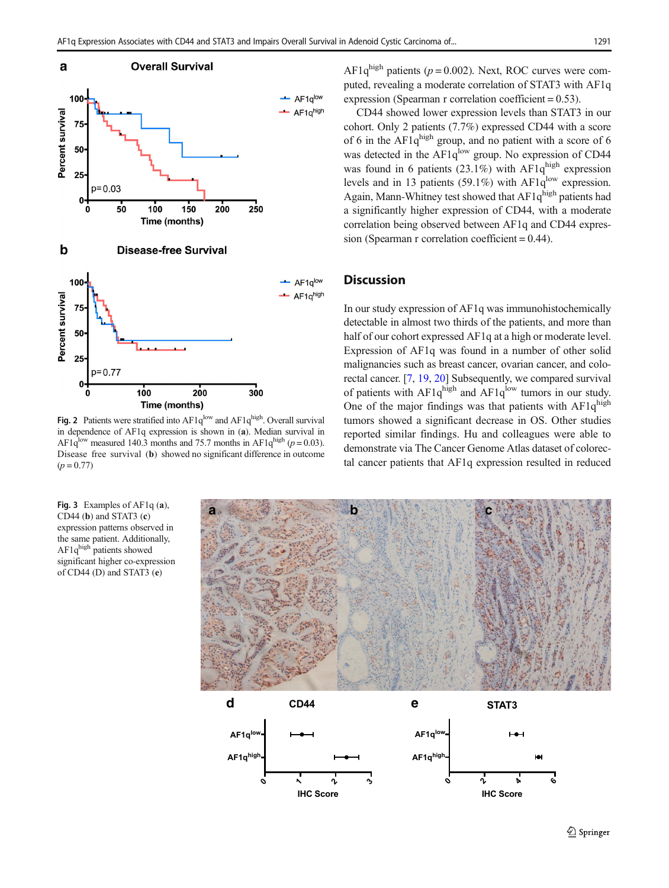AF1q$^{high}$ patients ($p = 0.002$). Next, ROC curves were computed, revealing a moderate correlation of STAT3 with AF1q expression (Spearman r correlation coefficient = 0.53).

CD44 showed lower expression levels than STAT3 in our cohort. Only 2 patients (7.7%) expressed CD44 with a score of 6 in the AF1q$^{high}$ group, and no patient with a score of 6 was detected in the AF1q$^{low}$ group. No expression of CD44 was found in 6 patients (23.1%) with AF1q$^{high}$ expression levels and in 13 patients (59.1%) with AF1q$^{low}$ expression. Again, Mann-Whitney test showed that AF1q$^{high}$ patients had a significantly higher expression of CD44, with a moderate correlation being observed between AF1q and CD44 expression (Spearman r correlation coefficient = 0.44).

Fig. 2 Patients were stratified into AF1q$^{low}$ and AF1q$^{high}$. Overall survival in dependence of AF1q expression is shown in (**a**). Median survival in AF1q$^{low}$ measured 140.3 months and 75.7 months in AF1q$^{high}$ ($p = 0.03$). Disease free survival (**b**) showed no significant difference in outcome ($p = 0.77$)

## Discussion

In our study expression of AF1q was immunohistochemically detectable in almost two thirds of the patients, and more than half of our cohort expressed AF1q at a high or moderate level. Expression of AF1q was found in a number of other solid malignancies such as breast cancer, ovarian cancer, and colorectal cancer. [7, 19, 20] Subsequently, we compared survival of patients with AF1q$^{high}$ and AF1q$^{low}$ tumors in our study. One of the major findings was that patients with AF1q$^{high}$ tumors showed a significant decrease in OS. Other studies reported similar findings. Hu and colleagues were able to demonstrate via The Cancer Genome Atlas dataset of colorectal cancer patients that AF1q expression resulted in reduced

Fig. 3 Examples of AF1q (**a**), CD44 (**b**) and STAT3 (**c**) expression patterns observed in the same patient. Additionally, AF1q$^{high}$ patients showed significant higher co-expression of CD44 (D) and STAT3 (**e**)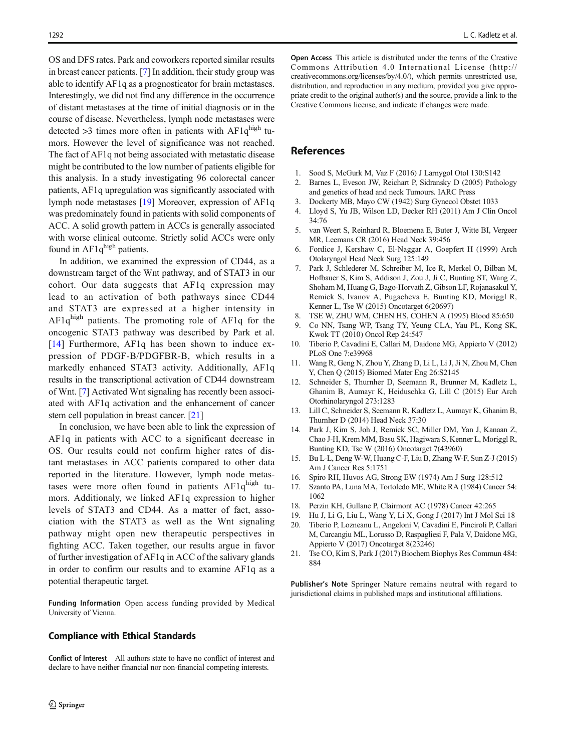OS and DFS rates. Park and coworkers reported similar results in breast cancer patients. [7] In addition, their study group was able to identify AF1q as a prognosticator for brain metastases. Interestingly, we did not find any difference in the occurrence of distant metastases at the time of initial diagnosis or in the course of disease. Nevertheless, lymph node metastases were detected >3 times more often in patients with AF1q$^{high}$ tumors. However the level of significance was not reached. The fact of AF1q not being associated with metastatic disease might be contributed to the low number of patients eligible for this analysis. In a study investigating 96 colorectal cancer patients, AF1q upregulation was significantly associated with lymph node metastases [19] Moreover, expression of AF1q was predominately found in patients with solid components of ACC. A solid growth pattern in ACCs is generally associated with worse clinical outcome. Strictly solid ACCs were only found in AF1q$^{high}$ patients.

In addition, we examined the expression of CD44, as a downstream target of the Wnt pathway, and of STAT3 in our cohort. Our data suggests that AF1q expression may lead to an activation of both pathways since CD44 and STAT3 are expressed at a higher intensity in AF1q$^{high}$ patients. The promoting role of AF1q for the oncogenic STAT3 pathway was described by Park et al. [14] Furthermore, AF1q has been shown to induce expression of PDGF-B/PDGFBR-B, which results in a markedly enhanced STAT3 activity. Additionally, AF1q results in the transcriptional activation of CD44 downstream of Wnt. [7] Activated Wnt signaling has recently been associated with AF1q activation and the enhancement of cancer stem cell population in breast cancer. [21]

In conclusion, we have been able to link the expression of AF1q in patients with ACC to a significant decrease in OS. Our results could not confirm higher rates of distant metastases in ACC patients compared to other data reported in the literature. However, lymph node metastases were more often found in patients AF1q$^{high}$ tumors. Additionaly, we linked AF1q expression to higher levels of STAT3 and CD44. As a matter of fact, association with the STAT3 as well as the Wnt signaling pathway might open new therapeutic perspectives in fighting ACC. Taken together, our results argue in favor of further investigation of AF1q in ACC of the salivary glands in order to confirm our results and to examine AF1q as a potential therapeutic target.

**Funding Information** Open access funding provided by Medical University of Vienna.

## Compliance with Ethical Standards

**Conflict of Interest** All authors state to have no conflict of interest and declare to have neither financial nor non-financial competing interests.

**Open Access** This article is distributed under the terms of the Creative Commons Attribution 4.0 International License (http://creativecommons.org/licenses/by/4.0/), which permits unrestricted use, distribution, and reproduction in any medium, provided you give appropriate credit to the original author(s) and the source, provide a link to the Creative Commons license, and indicate if changes were made.

## References

1. Sood S, McGurk M, Vaz F (2016) J Larnygol Otol 130:S142
2. Barnes L, Eveson JW, Reichart P, Sidransky D (2005) Pathology and genetics of head and neck Tumours. IARC Press
3. Dockerty MB, Mayo CW (1942) Surg Gynecol Obstet 1033
4. Lloyd S, Yu JB, Wilson LD, Decker RH (2011) Am J Clin Oncol 34:76
5. van Weert S, Reinhard R, Bloemena E, Buter J, Witte BI, Vergeer MR, Leemans CR (2016) Head Neck 39:456
6. Fordice J, Kershaw C, El-Naggar A, Goepfert H (1999) Arch Otolaryngol Head Neck Surg 125:149
7. Park J, Schlederer M, Schreiber M, Ice R, Merkel O, Bilban M, Hofbauer S, Kim S, Addison J, Zou J, Ji C, Bunting ST, Wang Z, Shoham M, Huang G, Bago-Horvath Z, Gibson LF, Rojanasakul Y, Remick S, Ivanov A, Pugacheva E, Bunting KD, Moriggl R, Kenner L, Tse W (2015) Oncotarget 6(20697)
8. TSE W, ZHU WM, CHEN HS, COHEN A (1995) Blood 85:650
9. Co NN, Tsang WP, Tsang TY, Yeung CLA, Yau PL, Kong SK, Kwok TT (2010) Oncol Rep 24:547
10. Tiberio P, Cavadini E, Callari M, Daidone MG, Appierto V (2012) PLoS One 7:e39968
11. Wang R, Geng N, Zhou Y, Zhang D, Li L, Li J, Ji N, Zhou M, Chen Y, Chen Q (2015) Biomed Mater Eng 26:S2145
12. Schneider S, Thurnher D, Seemann R, Brunner M, Kadletz L, Ghanim B, Aumayr K, Heiduschka G, Lill C (2015) Eur Arch Otorhinolaryngol 273:1283
13. Lill C, Schneider S, Seemann R, Kadletz L, Aumayr K, Ghanim B, Thurnher D (2014) Head Neck 37:30
14. Park J, Kim S, Joh J, Remick SC, Miller DM, Yan J, Kanaan Z, Chao J-H, Krem MM, Basu SK, Hagiwara S, Kenner L, Moriggl R, Bunting KD, Tse W (2016) Oncotarget 7(43960)
15. Bu L-L, Deng W-W, Huang C-F, Liu B, Zhang W-F, Sun Z-J (2015) Am J Cancer Res 5:1751
16. Spiro RH, Huvos AG, Strong EW (1974) Am J Surg 128:512
17. Szanto PA, Luna MA, Tortoledo ME, White RA (1984) Cancer 54:1062
18. Perzin KH, Gullane P, Clairmont AC (1978) Cancer 42:265
19. Hu J, Li G, Liu L, Wang Y, Li X, Gong J (2017) Int J Mol Sci 18
20. Tiberio P, Lozneanu L, Angeloni V, Cavadini E, Pinciroli P, Callari M, Carcangiu ML, Lorusso D, Raspagliesi F, Pala V, Daidone MG, Appierto V (2017) Oncotarget 8(23246)
21. Tse CO, Kim S, Park J (2017) Biochem Biophys Res Commun 484:884

**Publisher's Note** Springer Nature remains neutral with regard to jurisdictional claims in published maps and institutional affiliations.